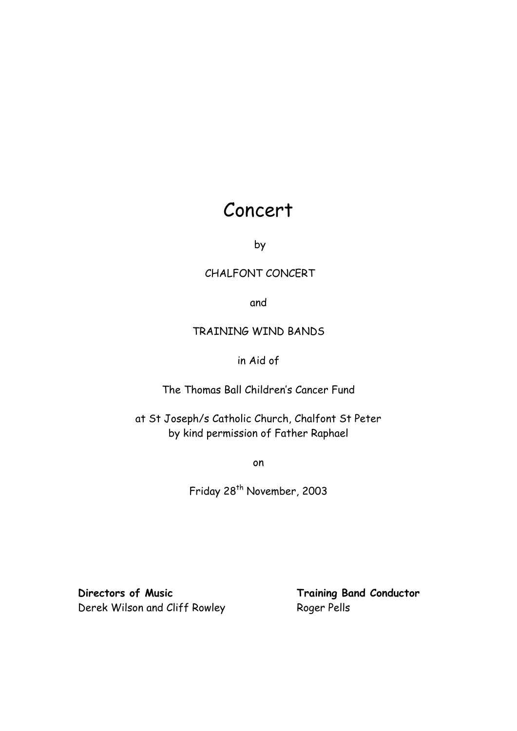# Concert

by

CHALFONT CONCERT

and

TRAINING WIND BANDS

in Aid of

The Thomas Ball Children's Cancer Fund

at St Joseph/s Catholic Church, Chalfont St Peter
by kind permission of Father Raphael

on

Friday 28th November, 2003

**Directors of Music**
Derek Wilson and Cliff Rowley

**Training Band Conductor**
Roger Pells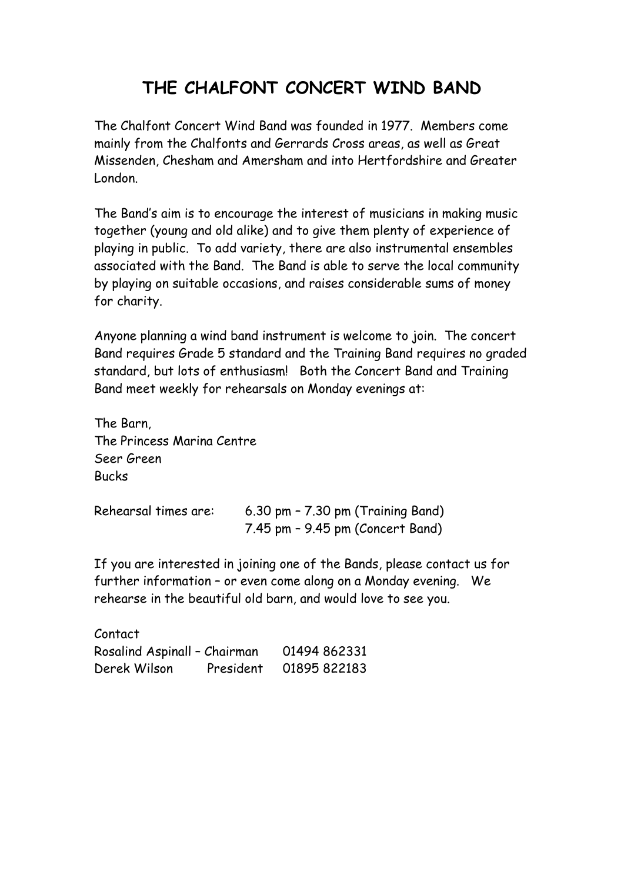# THE CHALFONT CONCERT WIND BAND

The Chalfont Concert Wind Band was founded in 1977. Members come mainly from the Chalfonts and Gerrards Cross areas, as well as Great Missenden, Chesham and Amersham and into Hertfordshire and Greater London.

The Band's aim is to encourage the interest of musicians in making music together (young and old alike) and to give them plenty of experience of playing in public. To add variety, there are also instrumental ensembles associated with the Band. The Band is able to serve the local community by playing on suitable occasions, and raises considerable sums of money for charity.

Anyone planning a wind band instrument is welcome to join. The concert Band requires Grade 5 standard and the Training Band requires no graded standard, but lots of enthusiasm! Both the Concert Band and Training Band meet weekly for rehearsals on Monday evenings at:

The Barn,
The Princess Marina Centre
Seer Green
Bucks

Rehearsal times are: 6.30 pm – 7.30 pm (Training Band)
7.45 pm – 9.45 pm (Concert Band)

If you are interested in joining one of the Bands, please contact us for further information – or even come along on a Monday evening. We rehearse in the beautiful old barn, and would love to see you.

Contact
Rosalind Aspinall – Chairman 01494 862331
Derek Wilson President 01895 822183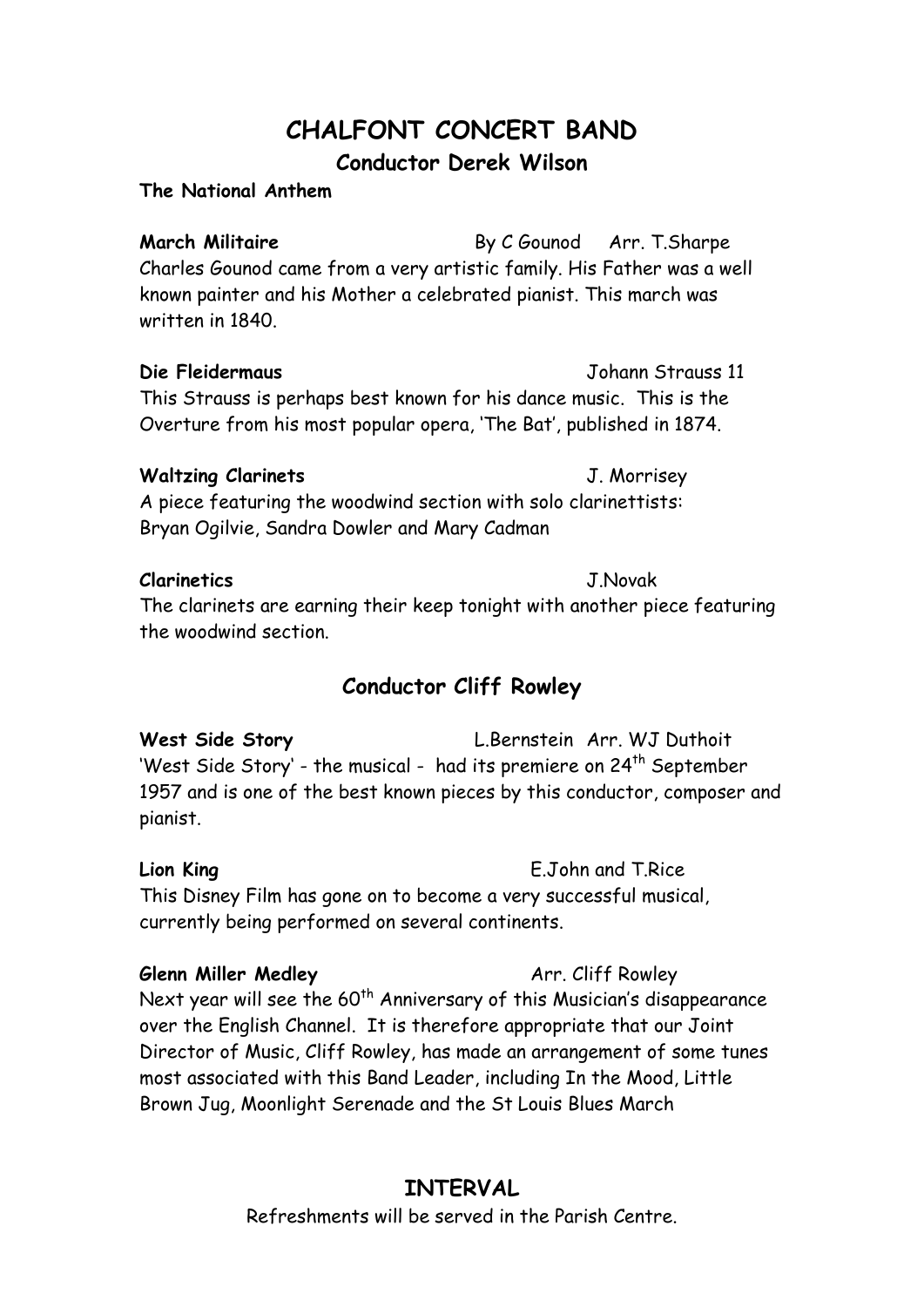# CHALFONT CONCERT BAND

## Conductor Derek Wilson

**The National Anthem**

**March Militaire** By C Gounod Arr. T.Sharpe

Charles Gounod came from a very artistic family. His Father was a well known painter and his Mother a celebrated pianist. This march was written in 1840.

**Die Fleidermaus** Johann Strauss 11

This Strauss is perhaps best known for his dance music. This is the Overture from his most popular opera, 'The Bat', published in 1874.

**Waltzing Clarinets** J. Morrisey

A piece featuring the woodwind section with solo clarinettists: Bryan Ogilvie, Sandra Dowler and Mary Cadman

**Clarinetics** J.Novak

The clarinets are earning their keep tonight with another piece featuring the woodwind section.

## Conductor Cliff Rowley

**West Side Story** L.Bernstein Arr. WJ Duthoit

'West Side Story' - the musical - had its premiere on 24th September 1957 and is one of the best known pieces by this conductor, composer and pianist.

**Lion King** E.John and T.Rice

This Disney Film has gone on to become a very successful musical, currently being performed on several continents.

**Glenn Miller Medley** Arr. Cliff Rowley

Next year will see the 60th Anniversary of this Musician's disappearance over the English Channel. It is therefore appropriate that our Joint Director of Music, Cliff Rowley, has made an arrangement of some tunes most associated with this Band Leader, including In the Mood, Little Brown Jug, Moonlight Serenade and the St Louis Blues March

## INTERVAL

Refreshments will be served in the Parish Centre.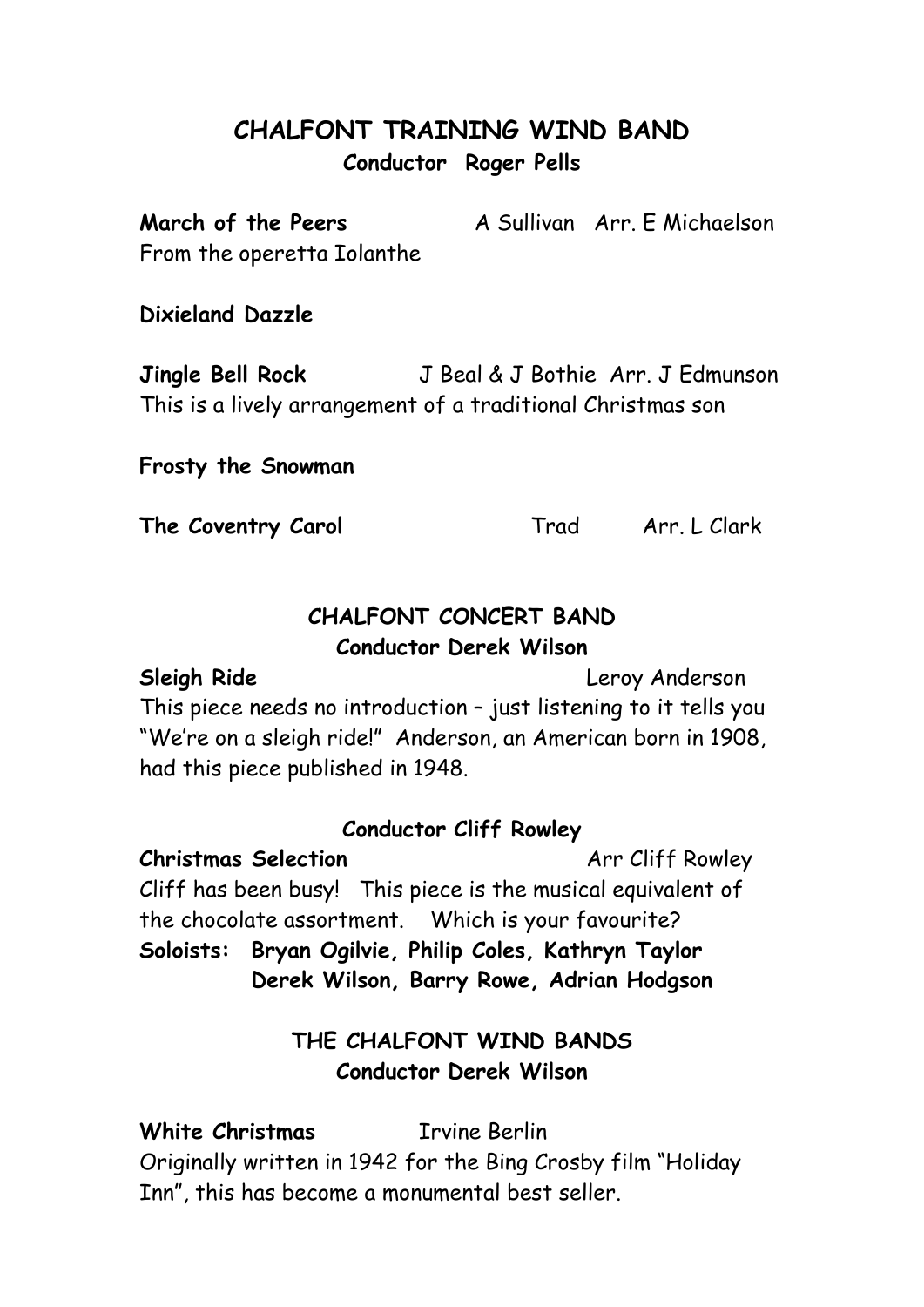## CHALFONT TRAINING WIND BAND

**Conductor Roger Pells**

**March of the Peers** A Sullivan Arr. E Michaelson
From the operetta Iolanthe

**Dixieland Dazzle**

**Jingle Bell Rock** J Beal & J Bothie Arr. J Edmunson
This is a lively arrangement of a traditional Christmas son

**Frosty the Snowman**

**The Coventry Carol** Trad Arr. L Clark

## CHALFONT CONCERT BAND

**Conductor Derek Wilson**

**Sleigh Ride** Leroy Anderson
This piece needs no introduction – just listening to it tells you "We're on a sleigh ride!" Anderson, an American born in 1908, had this piece published in 1948.

**Conductor Cliff Rowley**

**Christmas Selection** Arr Cliff Rowley
Cliff has been busy! This piece is the musical equivalent of the chocolate assortment. Which is your favourite?
**Soloists: Bryan Ogilvie, Philip Coles, Kathryn Taylor Derek Wilson, Barry Rowe, Adrian Hodgson**

## THE CHALFONT WIND BANDS

**Conductor Derek Wilson**

**White Christmas** Irvine Berlin
Originally written in 1942 for the Bing Crosby film "Holiday Inn", this has become a monumental best seller.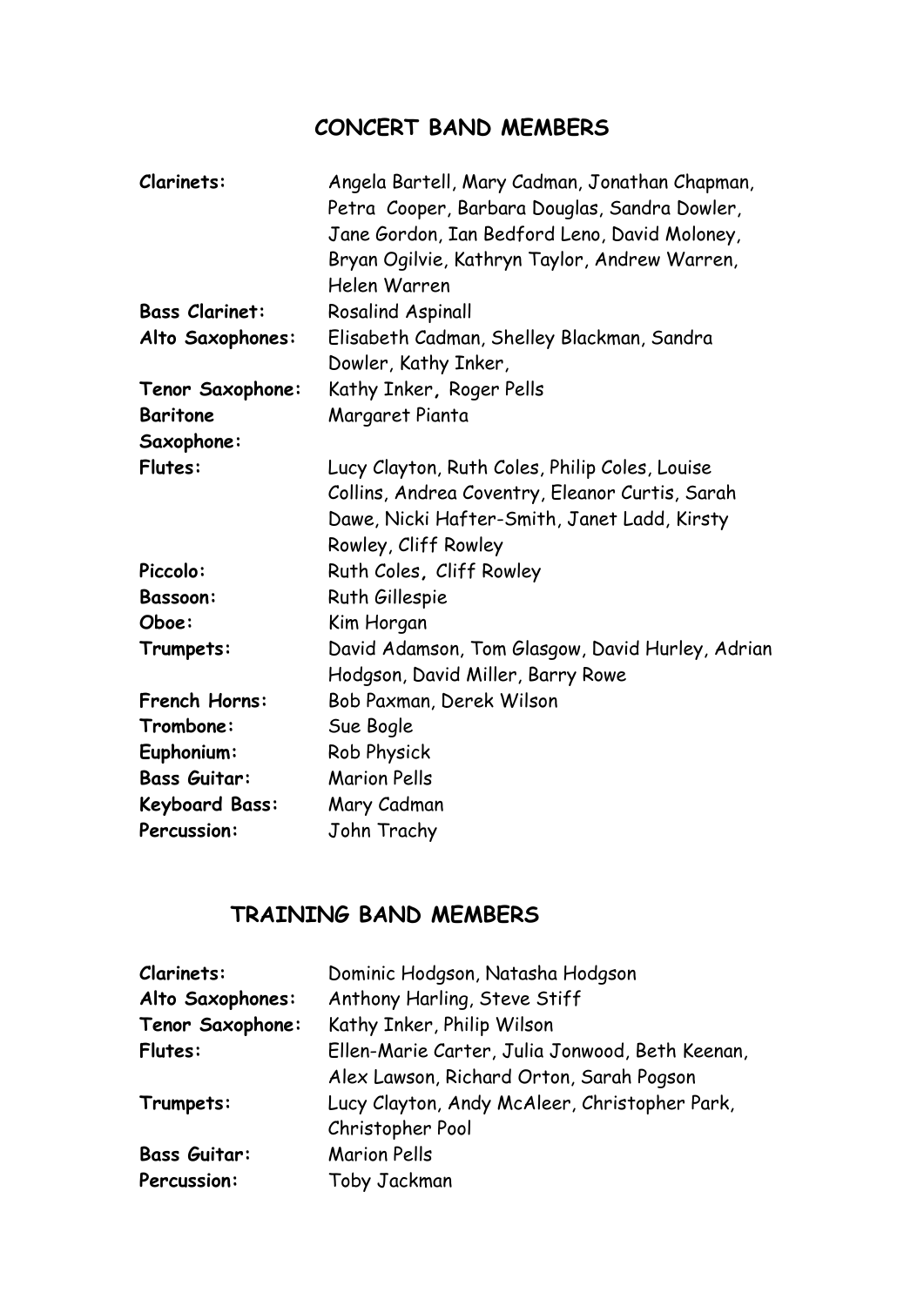## CONCERT BAND MEMBERS

| | |
|---|---|
| **Clarinets:** | Angela Bartell, Mary Cadman, Jonathan Chapman, Petra Cooper, Barbara Douglas, Sandra Dowler, Jane Gordon, Ian Bedford Leno, David Moloney, Bryan Ogilvie, Kathryn Taylor, Andrew Warren, Helen Warren |
| **Bass Clarinet:** | Rosalind Aspinall |
| **Alto Saxophones:** | Elisabeth Cadman, Shelley Blackman, Sandra Dowler, Kathy Inker, |
| **Tenor Saxophone:** | Kathy Inker, Roger Pells |
| **Baritone Saxophone:** | Margaret Pianta |
| **Flutes:** | Lucy Clayton, Ruth Coles, Philip Coles, Louise Collins, Andrea Coventry, Eleanor Curtis, Sarah Dawe, Nicki Hafter-Smith, Janet Ladd, Kirsty Rowley, Cliff Rowley |
| **Piccolo:** | Ruth Coles, Cliff Rowley |
| **Bassoon:** | Ruth Gillespie |
| **Oboe:** | Kim Horgan |
| **Trumpets:** | David Adamson, Tom Glasgow, David Hurley, Adrian Hodgson, David Miller, Barry Rowe |
| **French Horns:** | Bob Paxman, Derek Wilson |
| **Trombone:** | Sue Bogle |
| **Euphonium:** | Rob Physick |
| **Bass Guitar:** | Marion Pells |
| **Keyboard Bass:** | Mary Cadman |
| **Percussion:** | John Trachy |

## TRAINING BAND MEMBERS

| | |
|---|---|
| **Clarinets:** | Dominic Hodgson, Natasha Hodgson |
| **Alto Saxophones:** | Anthony Harling, Steve Stiff |
| **Tenor Saxophone:** | Kathy Inker, Philip Wilson |
| **Flutes:** | Ellen-Marie Carter, Julia Jonwood, Beth Keenan, Alex Lawson, Richard Orton, Sarah Pogson |
| **Trumpets:** | Lucy Clayton, Andy McAleer, Christopher Park, Christopher Pool |
| **Bass Guitar:** | Marion Pells |
| **Percussion:** | Toby Jackman |